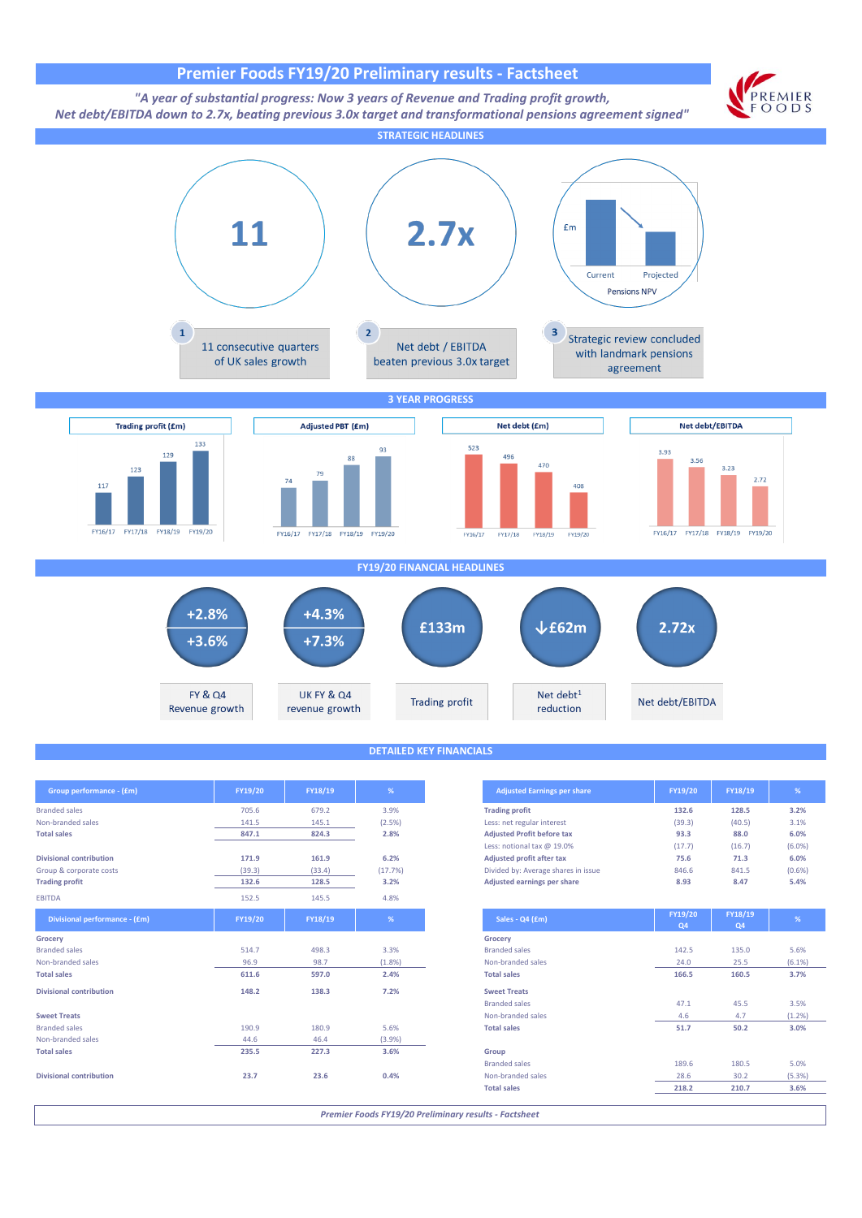# Premier Foods FY19/20 Preliminary results - Factsheet

*"A year of substantial progress: Now 3 years of Revenue and Trading profit growth, Net debt/EBITDA down to 2.7x, beating previous 3.0x target and transformational pensions agreement signed"*

## STRATEGIC HEADLINES

**11**

1. 11 consecutive quarters of UK sales growth

**2.7x**

2. Net debt / EBITDA beaten previous 3.0x target

£m — Current / Projected — Pensions NPV

3. Strategic review concluded with landmark pensions agreement

## 3 YEAR PROGRESS

| | FY16/17 | FY17/18 | FY18/19 | FY19/20 |
|---|---|---|---|---|
| Trading profit (£m) | 117 | 123 | 129 | 133 |
| Adjusted PBT (£m) | 74 | 79 | 88 | 93 |
| Net debt (£m) | 523 | 496 | 470 | 408 |
| Net debt/EBITDA | 3.93 | 3.56 | 3.23 | 2.72 |

## FY19/20 FINANCIAL HEADLINES

- **+2.8% / +3.6%** — FY & Q4 Revenue growth
- **+4.3% / +7.3%** — UK FY & Q4 revenue growth
- **£133m** — Trading profit
- **↓£62m** — Net debt[1] reduction
- **2.72x** — Net debt/EBITDA

## DETAILED KEY FINANCIALS

| Group performance - (£m) | FY19/20 | FY18/19 | % |
|---|---|---|---|
| Branded sales | 705.6 | 679.2 | 3.9% |
| Non-branded sales | 141.5 | 145.1 | (2.5%) |
| **Total sales** | **847.1** | **824.3** | **2.8%** |
| **Divisional contribution** | **171.9** | **161.9** | **6.2%** |
| Group & corporate costs | (39.3) | (33.4) | (17.7%) |
| **Trading profit** | **132.6** | **128.5** | **3.2%** |
| EBITDA | 152.5 | 145.5 | 4.8% |

| Divisional performance - (£m) | FY19/20 | FY18/19 | % |
|---|---|---|---|
| **Grocery** | | | |
| Branded sales | 514.7 | 498.3 | 3.3% |
| Non-branded sales | 96.9 | 98.7 | (1.8%) |
| **Total sales** | **611.6** | **597.0** | **2.4%** |
| **Divisional contribution** | **148.2** | **138.3** | **7.2%** |
| **Sweet Treats** | | | |
| Branded sales | 190.9 | 180.9 | 5.6% |
| Non-branded sales | 44.6 | 46.4 | (3.9%) |
| **Total sales** | **235.5** | **227.3** | **3.6%** |
| **Divisional contribution** | **23.7** | **23.6** | **0.4%** |

| Adjusted Earnings per share | FY19/20 | FY18/19 | % |
|---|---|---|---|
| **Trading profit** | **132.6** | **128.5** | **3.2%** |
| Less: net regular interest | (39.3) | (40.5) | 3.1% |
| **Adjusted Profit before tax** | **93.3** | **88.0** | **6.0%** |
| Less: notional tax @ 19.0% | (17.7) | (16.7) | (6.0%) |
| **Adjusted profit after tax** | **75.6** | **71.3** | **6.0%** |
| Divided by: Average shares in issue | 846.6 | 841.5 | (0.6%) |
| **Adjusted earnings per share** | **8.93** | **8.47** | **5.4%** |

| Sales - Q4 (£m) | FY19/20 Q4 | FY18/19 Q4 | % |
|---|---|---|---|
| **Grocery** | | | |
| Branded sales | 142.5 | 135.0 | 5.6% |
| Non-branded sales | 24.0 | 25.5 | (6.1%) |
| **Total sales** | **166.5** | **160.5** | **3.7%** |
| **Sweet Treats** | | | |
| Branded sales | 47.1 | 45.5 | 3.5% |
| Non-branded sales | 4.6 | 4.7 | (1.2%) |
| **Total sales** | **51.7** | **50.2** | **3.0%** |
| **Group** | | | |
| Branded sales | 189.6 | 180.5 | 5.0% |
| Non-branded sales | 28.6 | 30.2 | (5.3%) |
| **Total sales** | **218.2** | **210.7** | **3.6%** |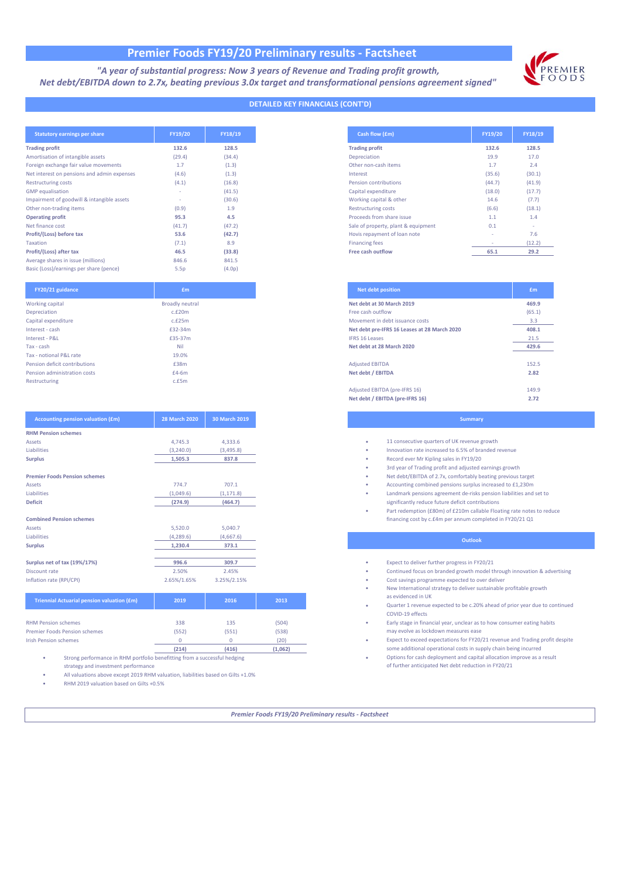# Premier Foods FY19/20 Preliminary results - Factsheet

*"A year of substantial progress: Now 3 years of Revenue and Trading profit growth, Net debt/EBITDA down to 2.7x, beating previous 3.0x target and transformational pensions agreement signed"*

## DETAILED KEY FINANCIALS (CONT'D)

| Statutory earnings per share | FY19/20 | FY18/19 |
|---|---|---|
| **Trading profit** | **132.6** | **128.5** |
| Amortisation of intangible assets | (29.4) | (34.4) |
| Foreign exchange fair value movements | 1.7 | (1.3) |
| Net interest on pensions and admin expenses | (4.6) | (1.3) |
| Restructuring costs | (4.1) | (16.8) |
| GMP equalisation | - | (41.5) |
| Impairment of goodwill & intangible assets | - | (30.6) |
| Other non-trading items | (0.9) | 1.9 |
| **Operating profit** | **95.3** | **4.5** |
| Net finance cost | (41.7) | (47.2) |
| **Profit/(Loss) before tax** | **53.6** | **(42.7)** |
| Taxation | (7.1) | 8.9 |
| **Profit/(Loss) after tax** | **46.5** | **(33.8)** |
| Average shares in issue (millions) | 846.6 | 841.5 |
| Basic (Loss)/earnings per share (pence) | 5.5p | (4.0p) |

| Cash flow (£m) | FY19/20 | FY18/19 |
|---|---|---|
| **Trading profit** | **132.6** | **128.5** |
| Depreciation | 19.9 | 17.0 |
| Other non-cash items | 1.7 | 2.4 |
| Interest | (35.6) | (30.1) |
| Pension contributions | (44.7) | (41.9) |
| Capital expenditure | (18.0) | (17.7) |
| Working capital & other | 14.6 | (7.7) |
| Restructuring costs | (6.6) | (18.1) |
| Proceeds from share issue | 1.1 | 1.4 |
| Sale of property, plant & equipment | 0.1 | - |
| Hovis repayment of loan note | - | 7.6 |
| Financing fees | - | (12.2) |
| **Free cash outflow** | **65.1** | **29.2** |

| FY20/21 guidance | £m |
|---|---|
| Working capital | Broadly neutral |
| Depreciation | c.£20m |
| Capital expenditure | c.£25m |
| Interest - cash | £32-34m |
| Interest - P&L | £35-37m |
| Tax - cash | Nil |
| Tax - notional P&L rate | 19.0% |
| Pension deficit contributions | £38m |
| Pension administration costs | £4-6m |
| Restructuring | c.£5m |

| Net debt position | £m |
|---|---|
| **Net debt at 30 March 2019** | **469.9** |
| Free cash outflow | (65.1) |
| Movement in debt issuance costs | 3.3 |
| **Net debt pre-IFRS 16 Leases at 28 March 2020** | **408.1** |
| IFRS 16 Leases | 21.5 |
| **Net debt at 28 March 2020** | **429.6** |
| | |
| Adjusted EBITDA | 152.5 |
| **Net debt / EBITDA** | **2.82** |
| | |
| Adjusted EBITDA (pre-IFRS 16) | 149.9 |
| **Net debt / EBITDA (pre-IFRS 16)** | **2.72** |

| Accounting pension valuation (£m) | 28 March 2020 | 30 March 2019 |
|---|---|---|
| **RHM Pension schemes** | | |
| Assets | 4,745.3 | 4,333.6 |
| Liabilities | (3,240.0) | (3,495.8) |
| **Surplus** | **1,505.3** | **837.8** |
| | | |
| **Premier Foods Pension schemes** | | |
| Assets | 774.7 | 707.1 |
| Liabilities | (1,049.6) | (1,171.8) |
| **Deficit** | **(274.9)** | **(464.7)** |
| | | |
| **Combined Pension schemes** | | |
| Assets | 5,520.0 | 5,040.7 |
| Liabilities | (4,289.6) | (4,667.6) |
| **Surplus** | **1,230.4** | **373.1** |
| | | |
| **Surplus net of tax (19%/17%)** | **996.6** | **309.7** |
| Discount rate | 2.50% | 2.45% |
| Inflation rate (RPI/CPI) | 2.65%/1.65% | 3.25%/2.15% |

| Triennial Actuarial pension valuation (£m) | 2019 | 2016 | 2013 |
|---|---|---|---|
| RHM Pension schemes | 338 | 135 | (504) |
| Premier Foods Pension schemes | (552) | (551) | (538) |
| Irish Pension schemes | 0 | 0 | (20) |
| | **(214)** | **(416)** | **(1,062)** |

- Strong performance in RHM portfolio benefitting from a successful hedging strategy and investment performance
- All valuations above except 2019 RHM valuation, liabilities based on Gilts +1.0%
- RHM 2019 valuation based on Gilts +0.5%

### Summary

- 11 consecutive quarters of UK revenue growth
- Innovation rate increased to 6.5% of branded revenue
- Record ever Mr Kipling sales in FY19/20
- 3rd year of Trading profit and adjusted earnings growth
- Net debt/EBITDA of 2.7x, comfortably beating previous target
- Accounting combined pensions surplus increased to £1,230m
- Landmark pensions agreement de-risks pension liabilities and set to significantly reduce future deficit contributions
- Part redemption (£80m) of £210m callable Floating rate notes to reduce financing cost by c.£4m per annum completed in FY20/21 Q1

### Outlook

- Expect to deliver further progress in FY20/21
- Continued focus on branded growth model through innovation & advertising
- Cost savings programme expected to over deliver
- New International strategy to deliver sustainable profitable growth as evidenced in UK
- Quarter 1 revenue expected to be c.20% ahead of prior year due to continued COVID-19 effects
- Early stage in financial year, unclear as to how consumer eating habits may evolve as lockdown measures ease
- Expect to exceed expectations for FY20/21 revenue and Trading profit despite some additional operational costs in supply chain being incurred
- Options for cash deployment and capital allocation improve as a result of further anticipated Net debt reduction in FY20/21